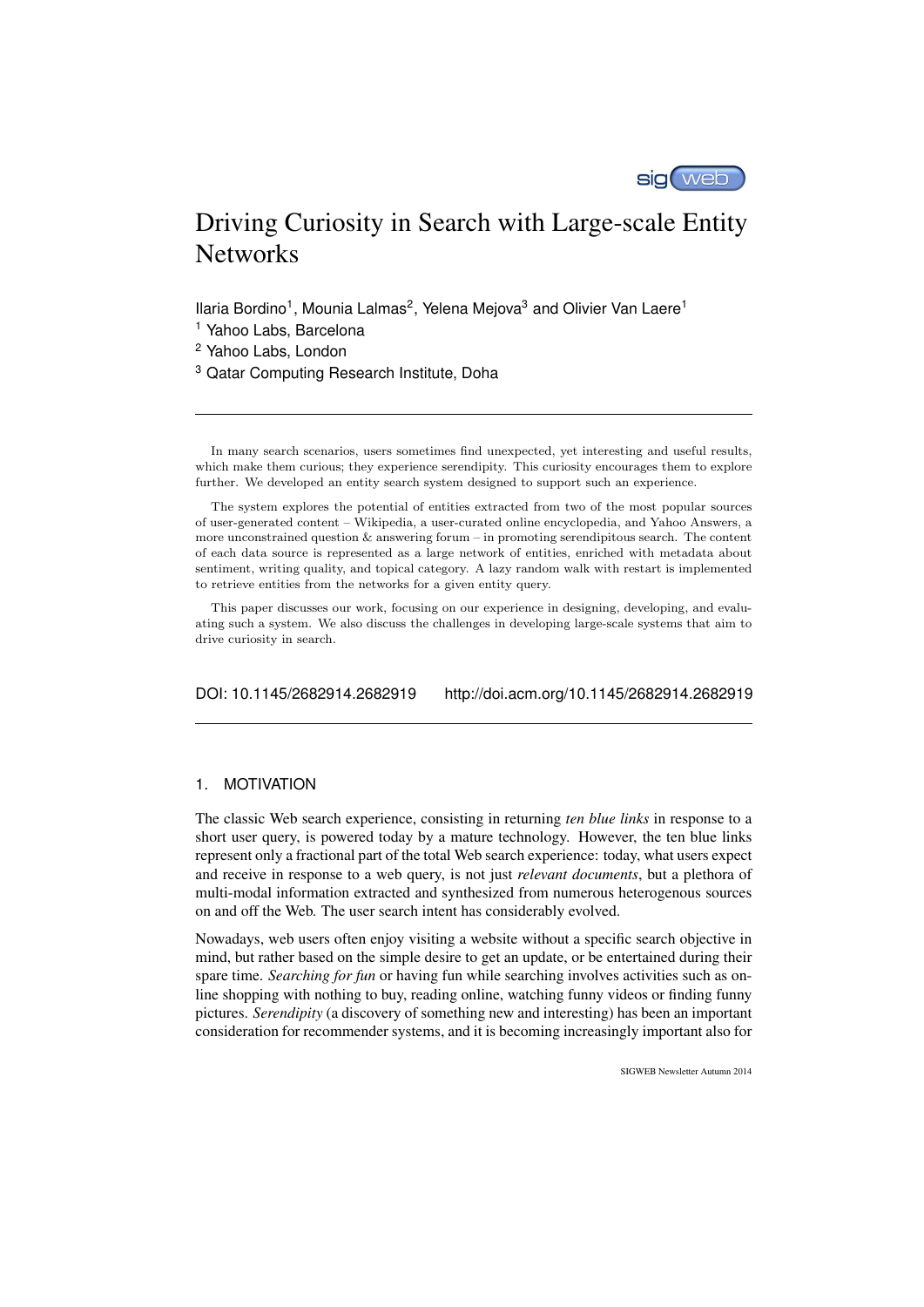# Driving Curiosity in Search with Large-scale Entity Networks

Ilaria Bordino[1], Mounia Lalmas[2], Yelena Mejova[3] and Olivier Van Laere[1]

[1] Yahoo Labs, Barcelona

[2] Yahoo Labs, London

[3] Qatar Computing Research Institute, Doha

---

In many search scenarios, users sometimes find unexpected, yet interesting and useful results, which make them curious; they experience serendipity. This curiosity encourages them to explore further. We developed an entity search system designed to support such an experience.

The system explores the potential of entities extracted from two of the most popular sources of user-generated content – Wikipedia, a user-curated online encyclopedia, and Yahoo Answers, a more unconstrained question & answering forum – in promoting serendipitous search. The content of each data source is represented as a large network of entities, enriched with metadata about sentiment, writing quality, and topical category. A lazy random walk with restart is implemented to retrieve entities from the networks for a given entity query.

This paper discusses our work, focusing on our experience in designing, developing, and evaluating such a system. We also discuss the challenges in developing large-scale systems that aim to drive curiosity in search.

DOI: 10.1145/2682914.2682919 http://doi.acm.org/10.1145/2682914.2682919

---

## 1. MOTIVATION

The classic Web search experience, consisting in returning *ten blue links* in response to a short user query, is powered today by a mature technology. However, the ten blue links represent only a fractional part of the total Web search experience: today, what users expect and receive in response to a web query, is not just *relevant documents*, but a plethora of multi-modal information extracted and synthesized from numerous heterogenous sources on and off the Web. The user search intent has considerably evolved.

Nowadays, web users often enjoy visiting a website without a specific search objective in mind, but rather based on the simple desire to get an update, or be entertained during their spare time. *Searching for fun* or having fun while searching involves activities such as online shopping with nothing to buy, reading online, watching funny videos or finding funny pictures. *Serendipity* (a discovery of something new and interesting) has been an important consideration for recommender systems, and it is becoming increasingly important also for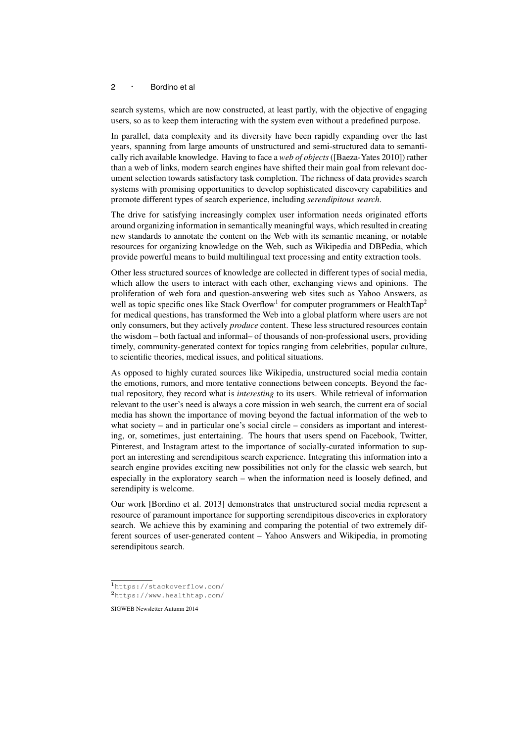search systems, which are now constructed, at least partly, with the objective of engaging users, so as to keep them interacting with the system even without a predefined purpose.

In parallel, data complexity and its diversity have been rapidly expanding over the last years, spanning from large amounts of unstructured and semi-structured data to semantically rich available knowledge. Having to face a *web of objects* ([Baeza-Yates 2010]) rather than a web of links, modern search engines have shifted their main goal from relevant document selection towards satisfactory task completion. The richness of data provides search systems with promising opportunities to develop sophisticated discovery capabilities and promote different types of search experience, including *serendipitous search*.

The drive for satisfying increasingly complex user information needs originated efforts around organizing information in semantically meaningful ways, which resulted in creating new standards to annotate the content on the Web with its semantic meaning, or notable resources for organizing knowledge on the Web, such as Wikipedia and DBPedia, which provide powerful means to build multilingual text processing and entity extraction tools.

Other less structured sources of knowledge are collected in different types of social media, which allow the users to interact with each other, exchanging views and opinions. The proliferation of web fora and question-answering web sites such as Yahoo Answers, as well as topic specific ones like Stack Overflow[1] for computer programmers or HealthTap[2] for medical questions, has transformed the Web into a global platform where users are not only consumers, but they actively *produce* content. These less structured resources contain the wisdom – both factual and informal– of thousands of non-professional users, providing timely, community-generated context for topics ranging from celebrities, popular culture, to scientific theories, medical issues, and political situations.

As opposed to highly curated sources like Wikipedia, unstructured social media contain the emotions, rumors, and more tentative connections between concepts. Beyond the factual repository, they record what is *interesting* to its users. While retrieval of information relevant to the user's need is always a core mission in web search, the current era of social media has shown the importance of moving beyond the factual information of the web to what society – and in particular one's social circle – considers as important and interesting, or, sometimes, just entertaining. The hours that users spend on Facebook, Twitter, Pinterest, and Instagram attest to the importance of socially-curated information to support an interesting and serendipitous search experience. Integrating this information into a search engine provides exciting new possibilities not only for the classic web search, but especially in the exploratory search – when the information need is loosely defined, and serendipity is welcome.

Our work [Bordino et al. 2013] demonstrates that unstructured social media represent a resource of paramount importance for supporting serendipitous discoveries in exploratory search. We achieve this by examining and comparing the potential of two extremely different sources of user-generated content – Yahoo Answers and Wikipedia, in promoting serendipitous search.

[1] https://stackoverflow.com/

[2] https://www.healthtap.com/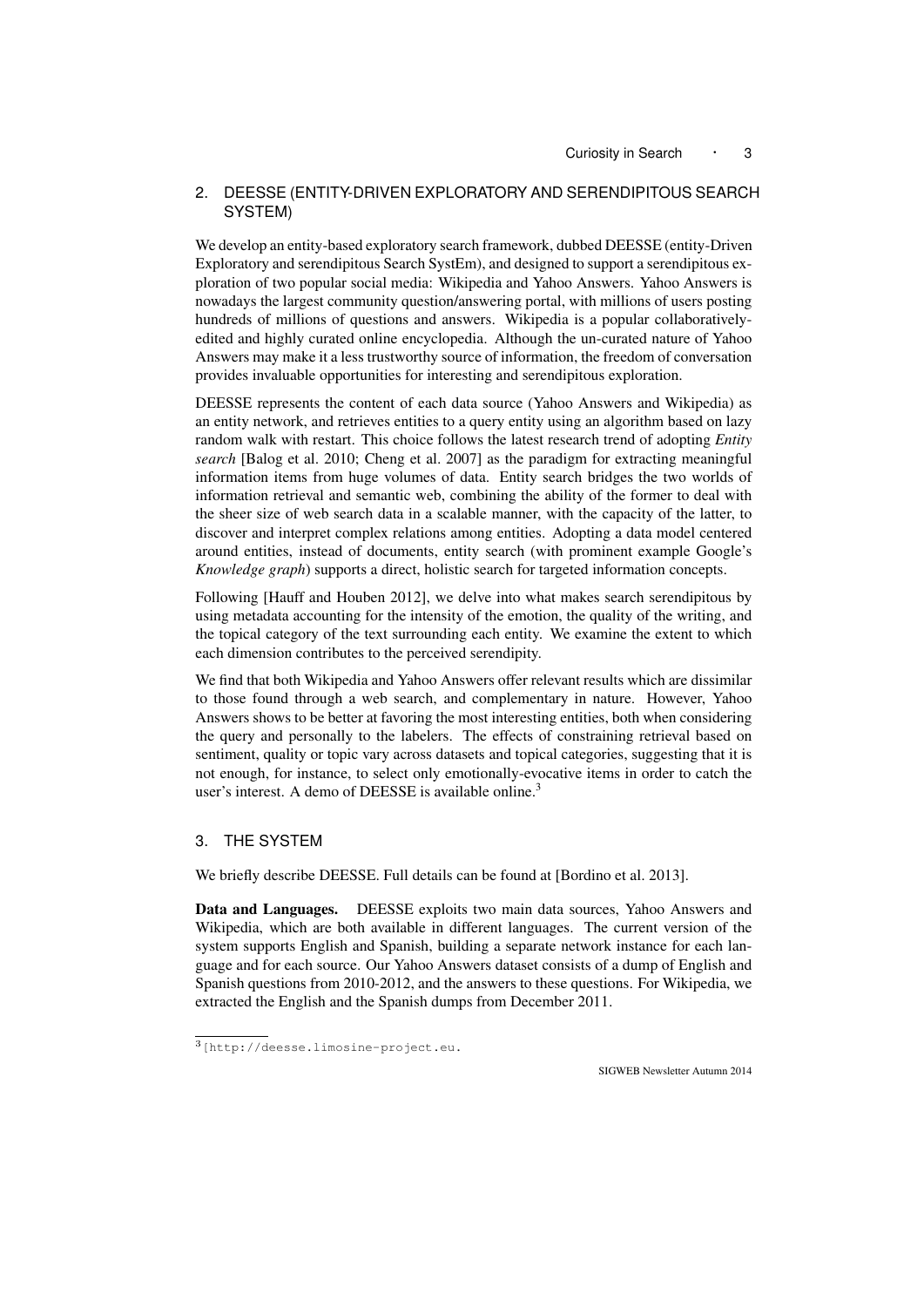## 2. DEESSE (ENTITY-DRIVEN EXPLORATORY AND SERENDIPITOUS SEARCH SYSTEM)

We develop an entity-based exploratory search framework, dubbed DEESSE (entity-Driven Exploratory and serendipitous Search SystEm), and designed to support a serendipitous exploration of two popular social media: Wikipedia and Yahoo Answers. Yahoo Answers is nowadays the largest community question/answering portal, with millions of users posting hundreds of millions of questions and answers. Wikipedia is a popular collaboratively-edited and highly curated online encyclopedia. Although the un-curated nature of Yahoo Answers may make it a less trustworthy source of information, the freedom of conversation provides invaluable opportunities for interesting and serendipitous exploration.

DEESSE represents the content of each data source (Yahoo Answers and Wikipedia) as an entity network, and retrieves entities to a query entity using an algorithm based on lazy random walk with restart. This choice follows the latest research trend of adopting *Entity search* [Balog et al. 2010; Cheng et al. 2007] as the paradigm for extracting meaningful information items from huge volumes of data. Entity search bridges the two worlds of information retrieval and semantic web, combining the ability of the former to deal with the sheer size of web search data in a scalable manner, with the capacity of the latter, to discover and interpret complex relations among entities. Adopting a data model centered around entities, instead of documents, entity search (with prominent example Google's *Knowledge graph*) supports a direct, holistic search for targeted information concepts.

Following [Hauff and Houben 2012], we delve into what makes search serendipitous by using metadata accounting for the intensity of the emotion, the quality of the writing, and the topical category of the text surrounding each entity. We examine the extent to which each dimension contributes to the perceived serendipity.

We find that both Wikipedia and Yahoo Answers offer relevant results which are dissimilar to those found through a web search, and complementary in nature. However, Yahoo Answers shows to be better at favoring the most interesting entities, both when considering the query and personally to the labelers. The effects of constraining retrieval based on sentiment, quality or topic vary across datasets and topical categories, suggesting that it is not enough, for instance, to select only emotionally-evocative items in order to catch the user's interest. A demo of DEESSE is available online.[3]

## 3. THE SYSTEM

We briefly describe DEESSE. Full details can be found at [Bordino et al. 2013].

**Data and Languages.** DEESSE exploits two main data sources, Yahoo Answers and Wikipedia, which are both available in different languages. The current version of the system supports English and Spanish, building a separate network instance for each language and for each source. Our Yahoo Answers dataset consists of a dump of English and Spanish questions from 2010-2012, and the answers to these questions. For Wikipedia, we extracted the English and the Spanish dumps from December 2011.

[3] [http://deesse.limosine-project.eu.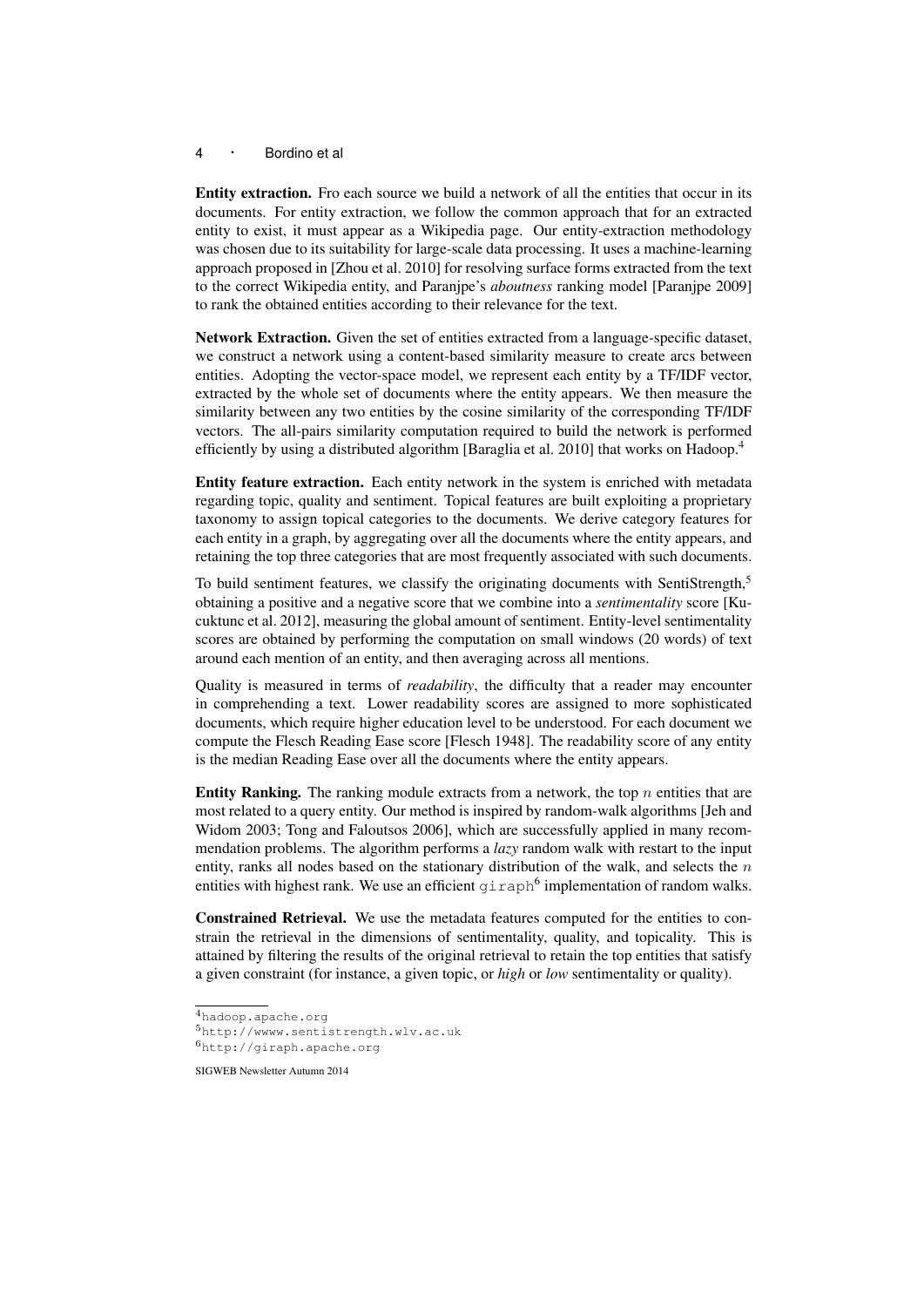**Entity extraction.** Fro each source we build a network of all the entities that occur in its documents. For entity extraction, we follow the common approach that for an extracted entity to exist, it must appear as a Wikipedia page. Our entity-extraction methodology was chosen due to its suitability for large-scale data processing. It uses a machine-learning approach proposed in [Zhou et al. 2010] for resolving surface forms extracted from the text to the correct Wikipedia entity, and Paranjpe's *aboutness* ranking model [Paranjpe 2009] to rank the obtained entities according to their relevance for the text.

**Network Extraction.** Given the set of entities extracted from a language-specific dataset, we construct a network using a content-based similarity measure to create arcs between entities. Adopting the vector-space model, we represent each entity by a TF/IDF vector, extracted by the whole set of documents where the entity appears. We then measure the similarity between any two entities by the cosine similarity of the corresponding TF/IDF vectors. The all-pairs similarity computation required to build the network is performed efficiently by using a distributed algorithm [Baraglia et al. 2010] that works on Hadoop.[4]

**Entity feature extraction.** Each entity network in the system is enriched with metadata regarding topic, quality and sentiment. Topical features are built exploiting a proprietary taxonomy to assign topical categories to the documents. We derive category features for each entity in a graph, by aggregating over all the documents where the entity appears, and retaining the top three categories that are most frequently associated with such documents.

To build sentiment features, we classify the originating documents with SentiStrength,[5] obtaining a positive and a negative score that we combine into a *sentimentality* score [Kucuktunc et al. 2012], measuring the global amount of sentiment. Entity-level sentimentality scores are obtained by performing the computation on small windows (20 words) of text around each mention of an entity, and then averaging across all mentions.

Quality is measured in terms of *readability*, the difficulty that a reader may encounter in comprehending a text. Lower readability scores are assigned to more sophisticated documents, which require higher education level to be understood. For each document we compute the Flesch Reading Ease score [Flesch 1948]. The readability score of any entity is the median Reading Ease over all the documents where the entity appears.

**Entity Ranking.** The ranking module extracts from a network, the top $n$ entities that are most related to a query entity. Our method is inspired by random-walk algorithms [Jeh and Widom 2003; Tong and Faloutsos 2006], which are successfully applied in many recommendation problems. The algorithm performs a *lazy* random walk with restart to the input entity, ranks all nodes based on the stationary distribution of the walk, and selects the $n$ entities with highest rank. We use an efficient `giraph`[6] implementation of random walks.

**Constrained Retrieval.** We use the metadata features computed for the entities to constrain the retrieval in the dimensions of sentimentality, quality, and topicality. This is attained by filtering the results of the original retrieval to retain the top entities that satisfy a given constraint (for instance, a given topic, or *high* or *low* sentimentality or quality).

---

[4] `hadoop.apache.org`

[5] `http://wwww.sentistrength.wlv.ac.uk`

[6] `http://giraph.apache.org`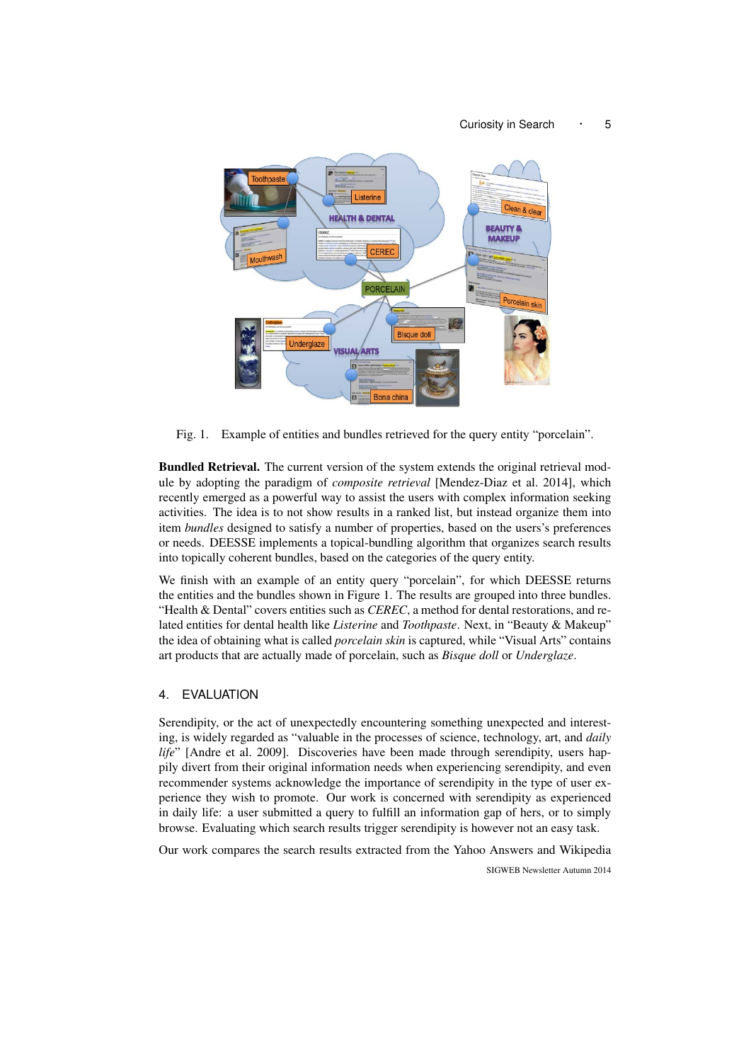Fig. 1. Example of entities and bundles retrieved for the query entity "porcelain".

**Bundled Retrieval.** The current version of the system extends the original retrieval module by adopting the paradigm of *composite retrieval* [Mendez-Diaz et al. 2014], which recently emerged as a powerful way to assist the users with complex information seeking activities. The idea is to not show results in a ranked list, but instead organize them into item *bundles* designed to satisfy a number of properties, based on the users's preferences or needs. DEESSE implements a topical-bundling algorithm that organizes search results into topically coherent bundles, based on the categories of the query entity.

We finish with an example of an entity query "porcelain", for which DEESSE returns the entities and the bundles shown in Figure 1. The results are grouped into three bundles. "Health & Dental" covers entities such as *CEREC*, a method for dental restorations, and related entities for dental health like *Listerine* and *Toothpaste*. Next, in "Beauty & Makeup" the idea of obtaining what is called *porcelain skin* is captured, while "Visual Arts" contains art products that are actually made of porcelain, such as *Bisque doll* or *Underglaze*.

## 4. EVALUATION

Serendipity, or the act of unexpectedly encountering something unexpected and interesting, is widely regarded as "valuable in the processes of science, technology, art, and *daily life*" [Andre et al. 2009]. Discoveries have been made through serendipity, users happily divert from their original information needs when experiencing serendipity, and even recommender systems acknowledge the importance of serendipity in the type of user experience they wish to promote. Our work is concerned with serendipity as experienced in daily life: a user submitted a query to fulfill an information gap of hers, or to simply browse. Evaluating which search results trigger serendipity is however not an easy task.

Our work compares the search results extracted from the Yahoo Answers and Wikipedia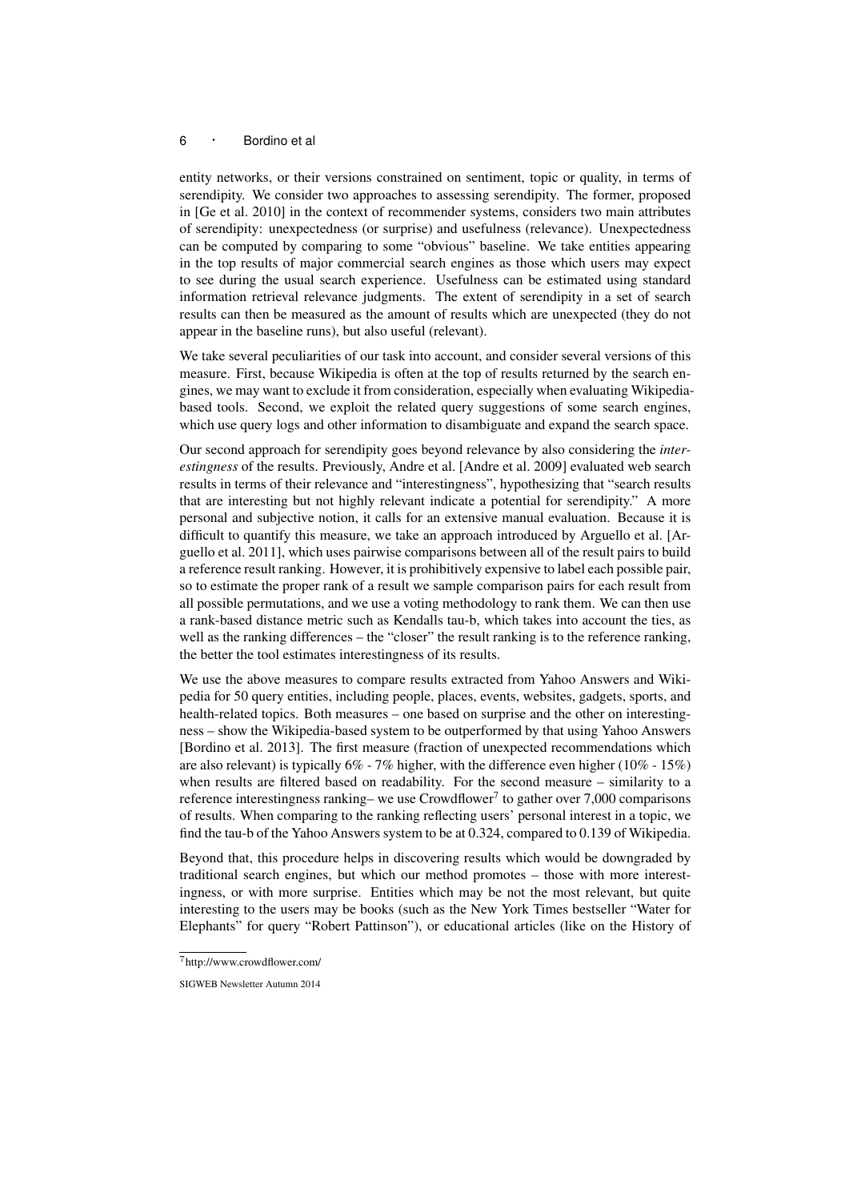entity networks, or their versions constrained on sentiment, topic or quality, in terms of serendipity. We consider two approaches to assessing serendipity. The former, proposed in [Ge et al. 2010] in the context of recommender systems, considers two main attributes of serendipity: unexpectedness (or surprise) and usefulness (relevance). Unexpectedness can be computed by comparing to some "obvious" baseline. We take entities appearing in the top results of major commercial search engines as those which users may expect to see during the usual search experience. Usefulness can be estimated using standard information retrieval relevance judgments. The extent of serendipity in a set of search results can then be measured as the amount of results which are unexpected (they do not appear in the baseline runs), but also useful (relevant).

We take several peculiarities of our task into account, and consider several versions of this measure. First, because Wikipedia is often at the top of results returned by the search engines, we may want to exclude it from consideration, especially when evaluating Wikipedia-based tools. Second, we exploit the related query suggestions of some search engines, which use query logs and other information to disambiguate and expand the search space.

Our second approach for serendipity goes beyond relevance by also considering the *interestingness* of the results. Previously, Andre et al. [Andre et al. 2009] evaluated web search results in terms of their relevance and "interestingness", hypothesizing that "search results that are interesting but not highly relevant indicate a potential for serendipity." A more personal and subjective notion, it calls for an extensive manual evaluation. Because it is difficult to quantify this measure, we take an approach introduced by Arguello et al. [Arguello et al. 2011], which uses pairwise comparisons between all of the result pairs to build a reference result ranking. However, it is prohibitively expensive to label each possible pair, so to estimate the proper rank of a result we sample comparison pairs for each result from all possible permutations, and we use a voting methodology to rank them. We can then use a rank-based distance metric such as Kendalls tau-b, which takes into account the ties, as well as the ranking differences – the "closer" the result ranking is to the reference ranking, the better the tool estimates interestingness of its results.

We use the above measures to compare results extracted from Yahoo Answers and Wikipedia for 50 query entities, including people, places, events, websites, gadgets, sports, and health-related topics. Both measures – one based on surprise and the other on interestingness – show the Wikipedia-based system to be outperformed by that using Yahoo Answers [Bordino et al. 2013]. The first measure (fraction of unexpected recommendations which are also relevant) is typically 6% - 7% higher, with the difference even higher (10% - 15%) when results are filtered based on readability. For the second measure – similarity to a reference interestingness ranking– we use Crowdflower[7] to gather over 7,000 comparisons of results. When comparing to the ranking reflecting users' personal interest in a topic, we find the tau-b of the Yahoo Answers system to be at 0.324, compared to 0.139 of Wikipedia.

Beyond that, this procedure helps in discovering results which would be downgraded by traditional search engines, but which our method promotes – those with more interestingness, or with more surprise. Entities which may be not the most relevant, but quite interesting to the users may be books (such as the New York Times bestseller "Water for Elephants" for query "Robert Pattinson"), or educational articles (like on the History of

[7] http://www.crowdflower.com/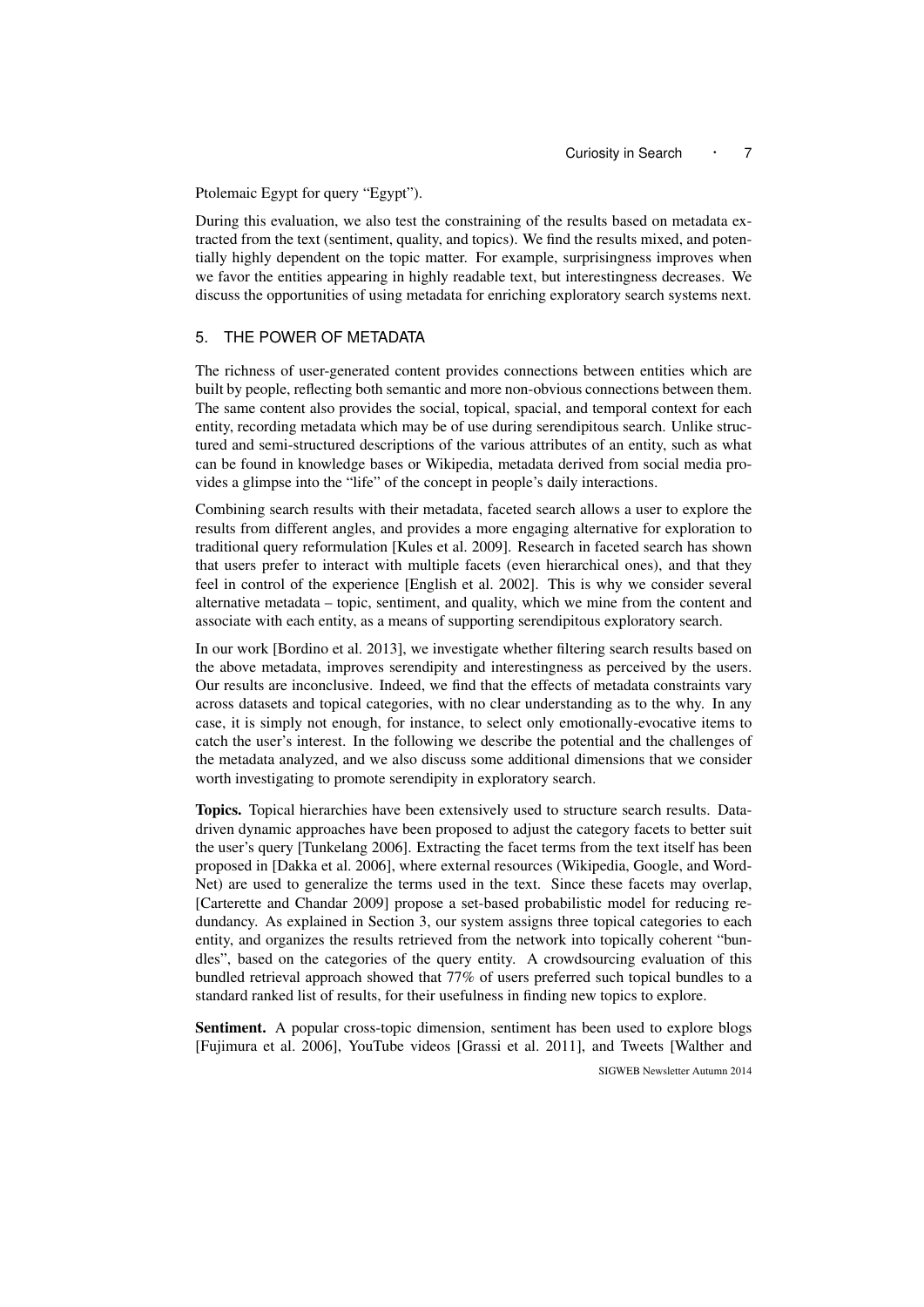Ptolemaic Egypt for query "Egypt").

During this evaluation, we also test the constraining of the results based on metadata extracted from the text (sentiment, quality, and topics). We find the results mixed, and potentially highly dependent on the topic matter. For example, surprisingness improves when we favor the entities appearing in highly readable text, but interestingness decreases. We discuss the opportunities of using metadata for enriching exploratory search systems next.

## 5. THE POWER OF METADATA

The richness of user-generated content provides connections between entities which are built by people, reflecting both semantic and more non-obvious connections between them. The same content also provides the social, topical, spacial, and temporal context for each entity, recording metadata which may be of use during serendipitous search. Unlike structured and semi-structured descriptions of the various attributes of an entity, such as what can be found in knowledge bases or Wikipedia, metadata derived from social media provides a glimpse into the "life" of the concept in people's daily interactions.

Combining search results with their metadata, faceted search allows a user to explore the results from different angles, and provides a more engaging alternative for exploration to traditional query reformulation [Kules et al. 2009]. Research in faceted search has shown that users prefer to interact with multiple facets (even hierarchical ones), and that they feel in control of the experience [English et al. 2002]. This is why we consider several alternative metadata – topic, sentiment, and quality, which we mine from the content and associate with each entity, as a means of supporting serendipitous exploratory search.

In our work [Bordino et al. 2013], we investigate whether filtering search results based on the above metadata, improves serendipity and interestingness as perceived by the users. Our results are inconclusive. Indeed, we find that the effects of metadata constraints vary across datasets and topical categories, with no clear understanding as to the why. In any case, it is simply not enough, for instance, to select only emotionally-evocative items to catch the user's interest. In the following we describe the potential and the challenges of the metadata analyzed, and we also discuss some additional dimensions that we consider worth investigating to promote serendipity in exploratory search.

**Topics.** Topical hierarchies have been extensively used to structure search results. Data-driven dynamic approaches have been proposed to adjust the category facets to better suit the user's query [Tunkelang 2006]. Extracting the facet terms from the text itself has been proposed in [Dakka et al. 2006], where external resources (Wikipedia, Google, and WordNet) are used to generalize the terms used in the text. Since these facets may overlap, [Carterette and Chandar 2009] propose a set-based probabilistic model for reducing redundancy. As explained in Section 3, our system assigns three topical categories to each entity, and organizes the results retrieved from the network into topically coherent "bundles", based on the categories of the query entity. A crowdsourcing evaluation of this bundled retrieval approach showed that 77% of users preferred such topical bundles to a standard ranked list of results, for their usefulness in finding new topics to explore.

**Sentiment.** A popular cross-topic dimension, sentiment has been used to explore blogs [Fujimura et al. 2006], YouTube videos [Grassi et al. 2011], and Tweets [Walther and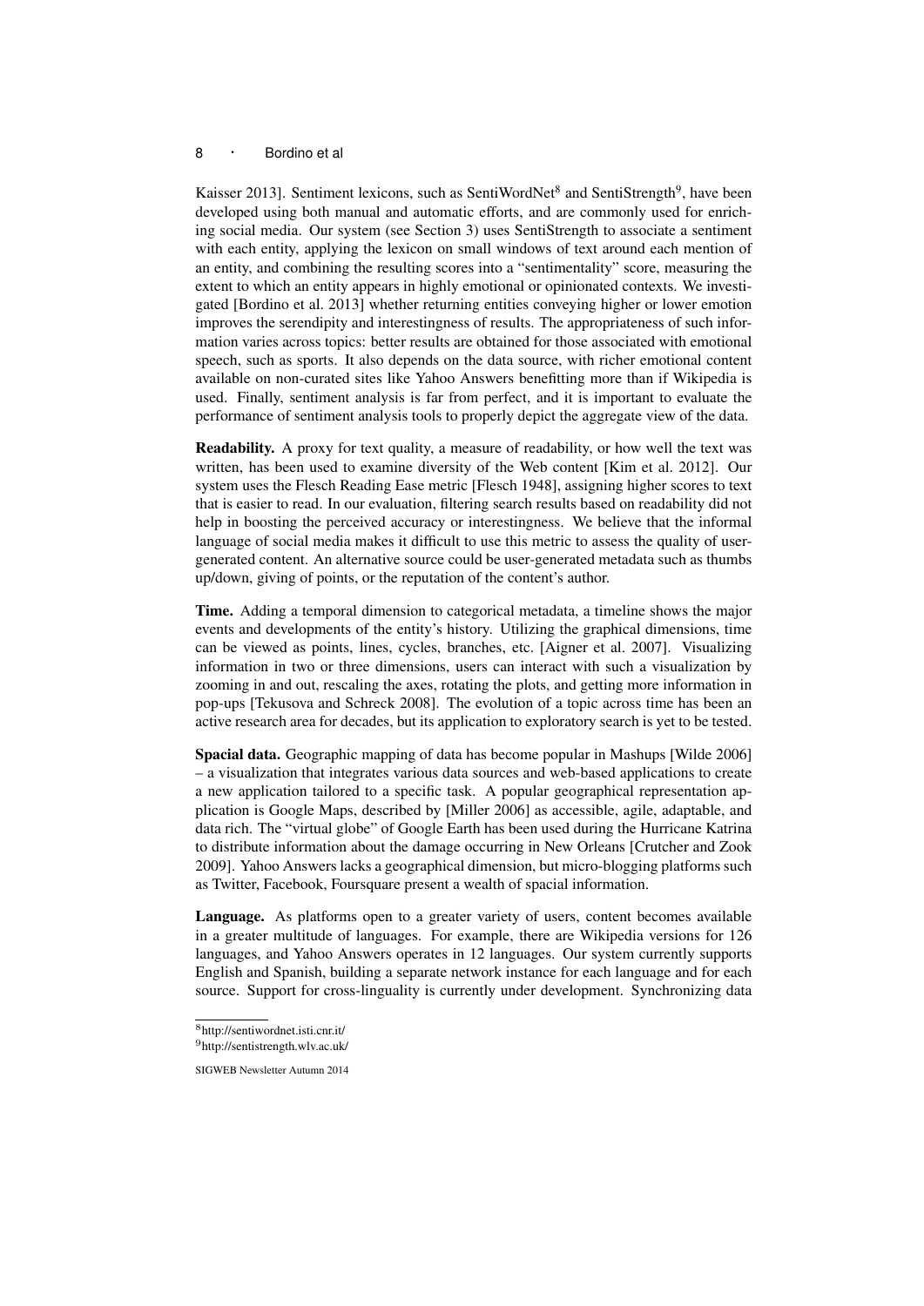Kaisser 2013]. Sentiment lexicons, such as SentiWordNet[8] and SentiStrength[9], have been developed using both manual and automatic efforts, and are commonly used for enriching social media. Our system (see Section 3) uses SentiStrength to associate a sentiment with each entity, applying the lexicon on small windows of text around each mention of an entity, and combining the resulting scores into a "sentimentality" score, measuring the extent to which an entity appears in highly emotional or opinionated contexts. We investigated [Bordino et al. 2013] whether returning entities conveying higher or lower emotion improves the serendipity and interestingness of results. The appropriateness of such information varies across topics: better results are obtained for those associated with emotional speech, such as sports. It also depends on the data source, with richer emotional content available on non-curated sites like Yahoo Answers benefitting more than if Wikipedia is used. Finally, sentiment analysis is far from perfect, and it is important to evaluate the performance of sentiment analysis tools to properly depict the aggregate view of the data.

**Readability.** A proxy for text quality, a measure of readability, or how well the text was written, has been used to examine diversity of the Web content [Kim et al. 2012]. Our system uses the Flesch Reading Ease metric [Flesch 1948], assigning higher scores to text that is easier to read. In our evaluation, filtering search results based on readability did not help in boosting the perceived accuracy or interestingness. We believe that the informal language of social media makes it difficult to use this metric to assess the quality of user-generated content. An alternative source could be user-generated metadata such as thumbs up/down, giving of points, or the reputation of the content's author.

**Time.** Adding a temporal dimension to categorical metadata, a timeline shows the major events and developments of the entity's history. Utilizing the graphical dimensions, time can be viewed as points, lines, cycles, branches, etc. [Aigner et al. 2007]. Visualizing information in two or three dimensions, users can interact with such a visualization by zooming in and out, rescaling the axes, rotating the plots, and getting more information in pop-ups [Tekusova and Schreck 2008]. The evolution of a topic across time has been an active research area for decades, but its application to exploratory search is yet to be tested.

**Spacial data.** Geographic mapping of data has become popular in Mashups [Wilde 2006] – a visualization that integrates various data sources and web-based applications to create a new application tailored to a specific task. A popular geographical representation application is Google Maps, described by [Miller 2006] as accessible, agile, adaptable, and data rich. The "virtual globe" of Google Earth has been used during the Hurricane Katrina to distribute information about the damage occurring in New Orleans [Crutcher and Zook 2009]. Yahoo Answers lacks a geographical dimension, but micro-blogging platforms such as Twitter, Facebook, Foursquare present a wealth of spacial information.

**Language.** As platforms open to a greater variety of users, content becomes available in a greater multitude of languages. For example, there are Wikipedia versions for 126 languages, and Yahoo Answers operates in 12 languages. Our system currently supports English and Spanish, building a separate network instance for each language and for each source. Support for cross-linguality is currently under development. Synchronizing data

[8] http://sentiwordnet.isti.cnr.it/

[9] http://sentistrength.wlv.ac.uk/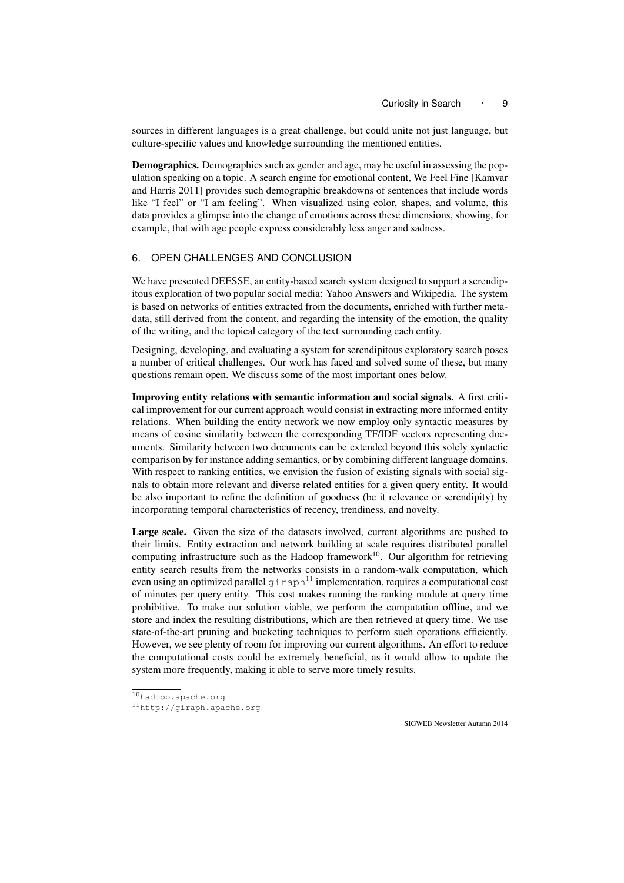sources in different languages is a great challenge, but could unite not just language, but culture-specific values and knowledge surrounding the mentioned entities.

**Demographics.** Demographics such as gender and age, may be useful in assessing the population speaking on a topic. A search engine for emotional content, We Feel Fine [Kamvar and Harris 2011] provides such demographic breakdowns of sentences that include words like "I feel" or "I am feeling". When visualized using color, shapes, and volume, this data provides a glimpse into the change of emotions across these dimensions, showing, for example, that with age people express considerably less anger and sadness.

## 6. OPEN CHALLENGES AND CONCLUSION

We have presented DEESSE, an entity-based search system designed to support a serendipitous exploration of two popular social media: Yahoo Answers and Wikipedia. The system is based on networks of entities extracted from the documents, enriched with further metadata, still derived from the content, and regarding the intensity of the emotion, the quality of the writing, and the topical category of the text surrounding each entity.

Designing, developing, and evaluating a system for serendipitous exploratory search poses a number of critical challenges. Our work has faced and solved some of these, but many questions remain open. We discuss some of the most important ones below.

**Improving entity relations with semantic information and social signals.** A first critical improvement for our current approach would consist in extracting more informed entity relations. When building the entity network we now employ only syntactic measures by means of cosine similarity between the corresponding TF/IDF vectors representing documents. Similarity between two documents can be extended beyond this solely syntactic comparison by for instance adding semantics, or by combining different language domains. With respect to ranking entities, we envision the fusion of existing signals with social signals to obtain more relevant and diverse related entities for a given query entity. It would be also important to refine the definition of goodness (be it relevance or serendipity) by incorporating temporal characteristics of recency, trendiness, and novelty.

**Large scale.** Given the size of the datasets involved, current algorithms are pushed to their limits. Entity extraction and network building at scale requires distributed parallel computing infrastructure such as the Hadoop framework[10]. Our algorithm for retrieving entity search results from the networks consists in a random-walk computation, which even using an optimized parallel `giraph`[11] implementation, requires a computational cost of minutes per query entity. This cost makes running the ranking module at query time prohibitive. To make our solution viable, we perform the computation offline, and we store and index the resulting distributions, which are then retrieved at query time. We use state-of-the-art pruning and bucketing techniques to perform such operations efficiently. However, we see plenty of room for improving our current algorithms. An effort to reduce the computational costs could be extremely beneficial, as it would allow to update the system more frequently, making it able to serve more timely results.

[10] `hadoop.apache.org`

[11] `http://giraph.apache.org`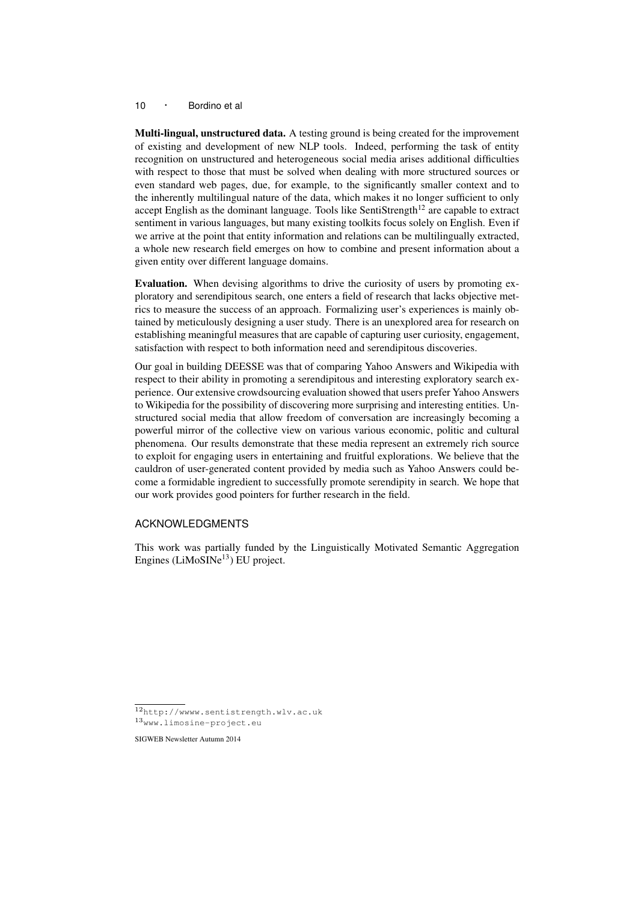**Multi-lingual, unstructured data.** A testing ground is being created for the improvement of existing and development of new NLP tools. Indeed, performing the task of entity recognition on unstructured and heterogeneous social media arises additional difficulties with respect to those that must be solved when dealing with more structured sources or even standard web pages, due, for example, to the significantly smaller context and to the inherently multilingual nature of the data, which makes it no longer sufficient to only accept English as the dominant language. Tools like SentiStrength[12] are capable to extract sentiment in various languages, but many existing toolkits focus solely on English. Even if we arrive at the point that entity information and relations can be multilingually extracted, a whole new research field emerges on how to combine and present information about a given entity over different language domains.

**Evaluation.** When devising algorithms to drive the curiosity of users by promoting exploratory and serendipitous search, one enters a field of research that lacks objective metrics to measure the success of an approach. Formalizing user's experiences is mainly obtained by meticulously designing a user study. There is an unexplored area for research on establishing meaningful measures that are capable of capturing user curiosity, engagement, satisfaction with respect to both information need and serendipitous discoveries.

Our goal in building DEESSE was that of comparing Yahoo Answers and Wikipedia with respect to their ability in promoting a serendipitous and interesting exploratory search experience. Our extensive crowdsourcing evaluation showed that users prefer Yahoo Answers to Wikipedia for the possibility of discovering more surprising and interesting entities. Unstructured social media that allow freedom of conversation are increasingly becoming a powerful mirror of the collective view on various various economic, politic and cultural phenomena. Our results demonstrate that these media represent an extremely rich source to exploit for engaging users in entertaining and fruitful explorations. We believe that the cauldron of user-generated content provided by media such as Yahoo Answers could become a formidable ingredient to successfully promote serendipity in search. We hope that our work provides good pointers for further research in the field.

## ACKNOWLEDGMENTS

This work was partially funded by the Linguistically Motivated Semantic Aggregation Engines (LiMoSINe[13]) EU project.

---

[12] http://wwww.sentistrength.wlv.ac.uk

[13] www.limosine-project.eu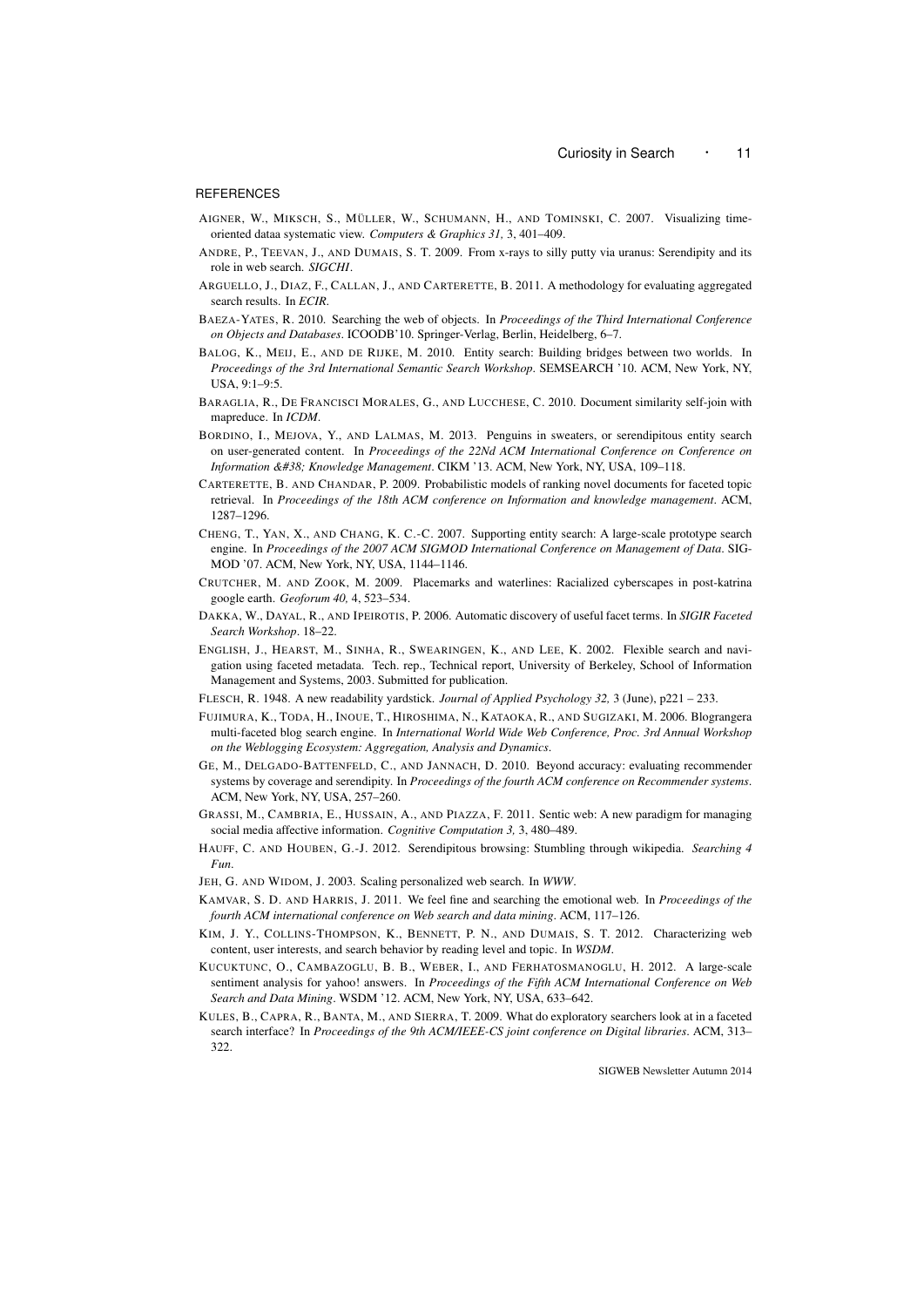## REFERENCES

AIGNER, W., MIKSCH, S., MÜLLER, W., SCHUMANN, H., AND TOMINSKI, C. 2007. Visualizing time-oriented dataa systematic view. *Computers & Graphics 31,* 3, 401–409.

ANDRE, P., TEEVAN, J., AND DUMAIS, S. T. 2009. From x-rays to silly putty via uranus: Serendipity and its role in web search. *SIGCHI*.

ARGUELLO, J., DIAZ, F., CALLAN, J., AND CARTERETTE, B. 2011. A methodology for evaluating aggregated search results. In *ECIR*.

BAEZA-YATES, R. 2010. Searching the web of objects. In *Proceedings of the Third International Conference on Objects and Databases*. ICOODB'10. Springer-Verlag, Berlin, Heidelberg, 6–7.

BALOG, K., MEIJ, E., AND DE RIJKE, M. 2010. Entity search: Building bridges between two worlds. In *Proceedings of the 3rd International Semantic Search Workshop*. SEMSEARCH '10. ACM, New York, NY, USA, 9:1–9:5.

BARAGLIA, R., DE FRANCISCI MORALES, G., AND LUCCHESE, C. 2010. Document similarity self-join with mapreduce. In *ICDM*.

BORDINO, I., MEJOVA, Y., AND LALMAS, M. 2013. Penguins in sweaters, or serendipitous entity search on user-generated content. In *Proceedings of the 22Nd ACM International Conference on Conference on Information &#38; Knowledge Management*. CIKM '13. ACM, New York, NY, USA, 109–118.

CARTERETTE, B. AND CHANDAR, P. 2009. Probabilistic models of ranking novel documents for faceted topic retrieval. In *Proceedings of the 18th ACM conference on Information and knowledge management*. ACM, 1287–1296.

CHENG, T., YAN, X., AND CHANG, K. C.-C. 2007. Supporting entity search: A large-scale prototype search engine. In *Proceedings of the 2007 ACM SIGMOD International Conference on Management of Data*. SIGMOD '07. ACM, New York, NY, USA, 1144–1146.

CRUTCHER, M. AND ZOOK, M. 2009. Placemarks and waterlines: Racialized cyberscapes in post-katrina google earth. *Geoforum 40,* 4, 523–534.

DAKKA, W., DAYAL, R., AND IPEIROTIS, P. 2006. Automatic discovery of useful facet terms. In *SIGIR Faceted Search Workshop*. 18–22.

ENGLISH, J., HEARST, M., SINHA, R., SWEARINGEN, K., AND LEE, K. 2002. Flexible search and navigation using faceted metadata. Tech. rep., Technical report, University of Berkeley, School of Information Management and Systems, 2003. Submitted for publication.

FLESCH, R. 1948. A new readability yardstick. *Journal of Applied Psychology 32,* 3 (June), p221 – 233.

FUJIMURA, K., TODA, H., INOUE, T., HIROSHIMA, N., KATAOKA, R., AND SUGIZAKI, M. 2006. Blograngera multi-faceted blog search engine. In *International World Wide Web Conference, Proc. 3rd Annual Workshop on the Weblogging Ecosystem: Aggregation, Analysis and Dynamics*.

GE, M., DELGADO-BATTENFELD, C., AND JANNACH, D. 2010. Beyond accuracy: evaluating recommender systems by coverage and serendipity. In *Proceedings of the fourth ACM conference on Recommender systems*. ACM, New York, NY, USA, 257–260.

GRASSI, M., CAMBRIA, E., HUSSAIN, A., AND PIAZZA, F. 2011. Sentic web: A new paradigm for managing social media affective information. *Cognitive Computation 3,* 3, 480–489.

HAUFF, C. AND HOUBEN, G.-J. 2012. Serendipitous browsing: Stumbling through wikipedia. *Searching 4 Fun*.

JEH, G. AND WIDOM, J. 2003. Scaling personalized web search. In *WWW*.

KAMVAR, S. D. AND HARRIS, J. 2011. We feel fine and searching the emotional web. In *Proceedings of the fourth ACM international conference on Web search and data mining*. ACM, 117–126.

KIM, J. Y., COLLINS-THOMPSON, K., BENNETT, P. N., AND DUMAIS, S. T. 2012. Characterizing web content, user interests, and search behavior by reading level and topic. In *WSDM*.

KUCUKTUNC, O., CAMBAZOGLU, B. B., WEBER, I., AND FERHATOSMANOGLU, H. 2012. A large-scale sentiment analysis for yahoo! answers. In *Proceedings of the Fifth ACM International Conference on Web Search and Data Mining*. WSDM '12. ACM, New York, NY, USA, 633–642.

KULES, B., CAPRA, R., BANTA, M., AND SIERRA, T. 2009. What do exploratory searchers look at in a faceted search interface? In *Proceedings of the 9th ACM/IEEE-CS joint conference on Digital libraries*. ACM, 313–322.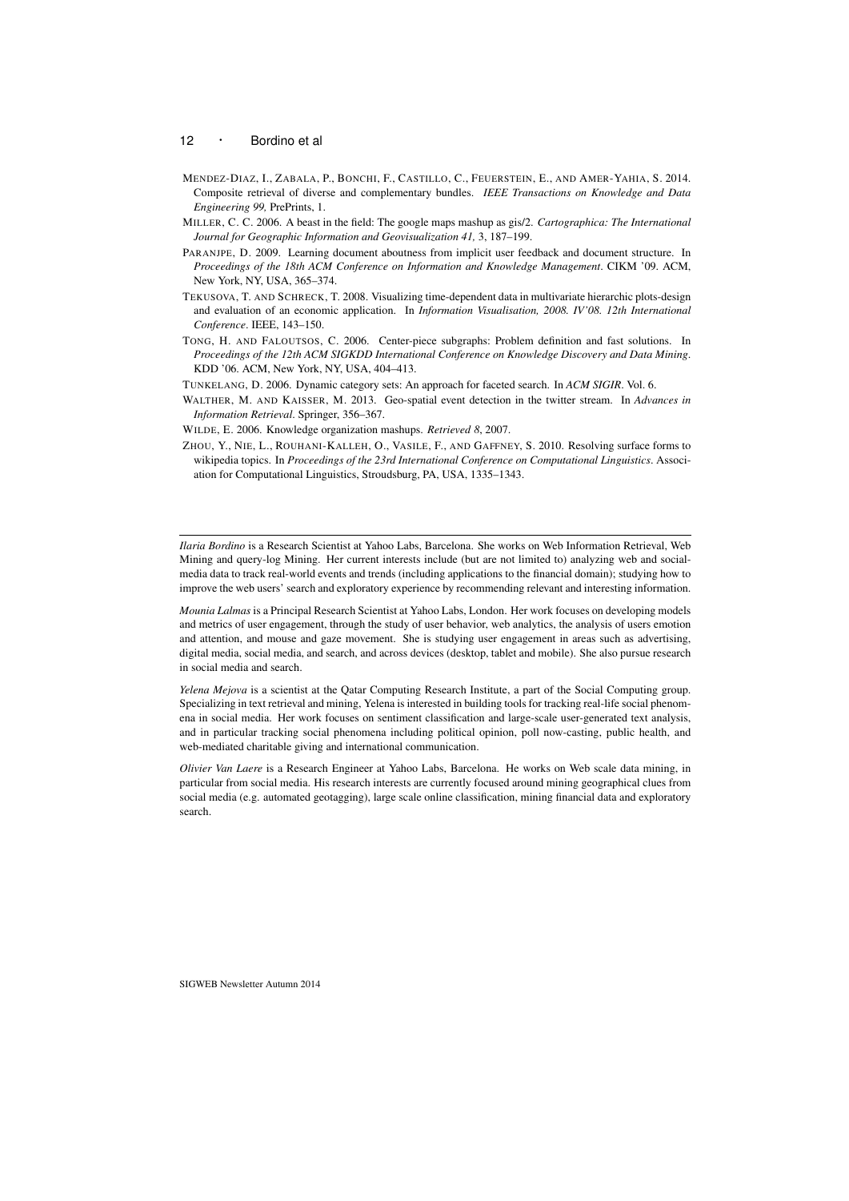MENDEZ-DIAZ, I., ZABALA, P., BONCHI, F., CASTILLO, C., FEUERSTEIN, E., AND AMER-YAHIA, S. 2014. Composite retrieval of diverse and complementary bundles. *IEEE Transactions on Knowledge and Data Engineering 99,* PrePrints, 1.

MILLER, C. C. 2006. A beast in the field: The google maps mashup as gis/2. *Cartographica: The International Journal for Geographic Information and Geovisualization 41,* 3, 187–199.

PARANJPE, D. 2009. Learning document aboutness from implicit user feedback and document structure. In *Proceedings of the 18th ACM Conference on Information and Knowledge Management*. CIKM '09. ACM, New York, NY, USA, 365–374.

TEKUSOVA, T. AND SCHRECK, T. 2008. Visualizing time-dependent data in multivariate hierarchic plots-design and evaluation of an economic application. In *Information Visualisation, 2008. IV'08. 12th International Conference*. IEEE, 143–150.

TONG, H. AND FALOUTSOS, C. 2006. Center-piece subgraphs: Problem definition and fast solutions. In *Proceedings of the 12th ACM SIGKDD International Conference on Knowledge Discovery and Data Mining*. KDD '06. ACM, New York, NY, USA, 404–413.

TUNKELANG, D. 2006. Dynamic category sets: An approach for faceted search. In *ACM SIGIR*. Vol. 6.

WALTHER, M. AND KAISSER, M. 2013. Geo-spatial event detection in the twitter stream. In *Advances in Information Retrieval*. Springer, 356–367.

WILDE, E. 2006. Knowledge organization mashups. *Retrieved 8*, 2007.

ZHOU, Y., NIE, L., ROUHANI-KALLEH, O., VASILE, F., AND GAFFNEY, S. 2010. Resolving surface forms to wikipedia topics. In *Proceedings of the 23rd International Conference on Computational Linguistics*. Association for Computational Linguistics, Stroudsburg, PA, USA, 1335–1343.

---

*Ilaria Bordino* is a Research Scientist at Yahoo Labs, Barcelona. She works on Web Information Retrieval, Web Mining and query-log Mining. Her current interests include (but are not limited to) analyzing web and social-media data to track real-world events and trends (including applications to the financial domain); studying how to improve the web users' search and exploratory experience by recommending relevant and interesting information.

*Mounia Lalmas* is a Principal Research Scientist at Yahoo Labs, London. Her work focuses on developing models and metrics of user engagement, through the study of user behavior, web analytics, the analysis of users emotion and attention, and mouse and gaze movement. She is studying user engagement in areas such as advertising, digital media, social media, and search, and across devices (desktop, tablet and mobile). She also pursue research in social media and search.

*Yelena Mejova* is a scientist at the Qatar Computing Research Institute, a part of the Social Computing group. Specializing in text retrieval and mining, Yelena is interested in building tools for tracking real-life social phenomena in social media. Her work focuses on sentiment classification and large-scale user-generated text analysis, and in particular tracking social phenomena including political opinion, poll now-casting, public health, and web-mediated charitable giving and international communication.

*Olivier Van Laere* is a Research Engineer at Yahoo Labs, Barcelona. He works on Web scale data mining, in particular from social media. His research interests are currently focused around mining geographical clues from social media (e.g. automated geotagging), large scale online classification, mining financial data and exploratory search.